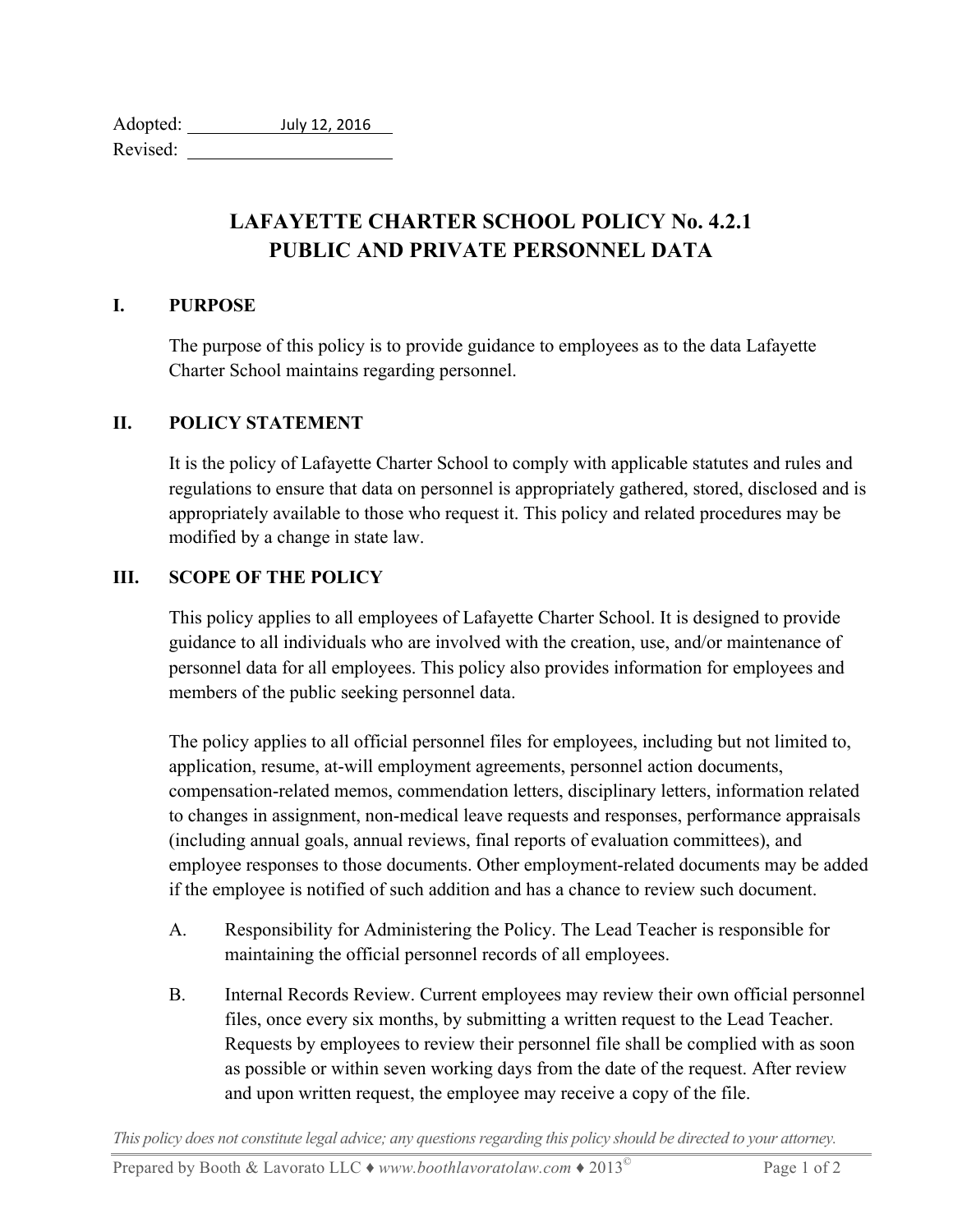Adopted: July 12, 2016
Revised: 

# LAFAYETTE CHARTER SCHOOL POLICY No. 4.2.1
# PUBLIC AND PRIVATE PERSONNEL DATA

## I. PURPOSE

The purpose of this policy is to provide guidance to employees as to the data Lafayette Charter School maintains regarding personnel.

## II. POLICY STATEMENT

It is the policy of Lafayette Charter School to comply with applicable statutes and rules and regulations to ensure that data on personnel is appropriately gathered, stored, disclosed and is appropriately available to those who request it. This policy and related procedures may be modified by a change in state law.

## III. SCOPE OF THE POLICY

This policy applies to all employees of Lafayette Charter School. It is designed to provide guidance to all individuals who are involved with the creation, use, and/or maintenance of personnel data for all employees. This policy also provides information for employees and members of the public seeking personnel data.

The policy applies to all official personnel files for employees, including but not limited to, application, resume, at-will employment agreements, personnel action documents, compensation-related memos, commendation letters, disciplinary letters, information related to changes in assignment, non-medical leave requests and responses, performance appraisals (including annual goals, annual reviews, final reports of evaluation committees), and employee responses to those documents. Other employment-related documents may be added if the employee is notified of such addition and has a chance to review such document.

A. Responsibility for Administering the Policy. The Lead Teacher is responsible for maintaining the official personnel records of all employees.

B. Internal Records Review. Current employees may review their own official personnel files, once every six months, by submitting a written request to the Lead Teacher. Requests by employees to review their personnel file shall be complied with as soon as possible or within seven working days from the date of the request. After review and upon written request, the employee may receive a copy of the file.

*This policy does not constitute legal advice; any questions regarding this policy should be directed to your attorney.*

Prepared by Booth & Lavorato LLC ♦ *www.boothlavoratolaw.com* ♦ 2013©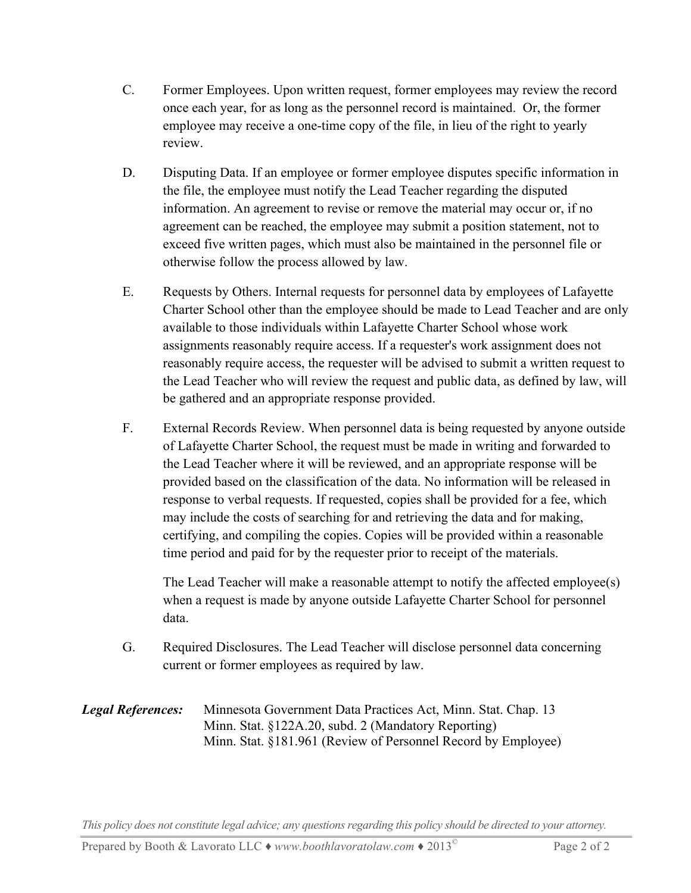C. Former Employees. Upon written request, former employees may review the record once each year, for as long as the personnel record is maintained. Or, the former employee may receive a one-time copy of the file, in lieu of the right to yearly review.

D. Disputing Data. If an employee or former employee disputes specific information in the file, the employee must notify the Lead Teacher regarding the disputed information. An agreement to revise or remove the material may occur or, if no agreement can be reached, the employee may submit a position statement, not to exceed five written pages, which must also be maintained in the personnel file or otherwise follow the process allowed by law.

E. Requests by Others. Internal requests for personnel data by employees of Lafayette Charter School other than the employee should be made to Lead Teacher and are only available to those individuals within Lafayette Charter School whose work assignments reasonably require access. If a requester's work assignment does not reasonably require access, the requester will be advised to submit a written request to the Lead Teacher who will review the request and public data, as defined by law, will be gathered and an appropriate response provided.

F. External Records Review. When personnel data is being requested by anyone outside of Lafayette Charter School, the request must be made in writing and forwarded to the Lead Teacher where it will be reviewed, and an appropriate response will be provided based on the classification of the data. No information will be released in response to verbal requests. If requested, copies shall be provided for a fee, which may include the costs of searching for and retrieving the data and for making, certifying, and compiling the copies. Copies will be provided within a reasonable time period and paid for by the requester prior to receipt of the materials.

The Lead Teacher will make a reasonable attempt to notify the affected employee(s) when a request is made by anyone outside Lafayette Charter School for personnel data.

G. Required Disclosures. The Lead Teacher will disclose personnel data concerning current or former employees as required by law.

***Legal References:***
Minnesota Government Data Practices Act, Minn. Stat. Chap. 13
Minn. Stat. §122A.20, subd. 2 (Mandatory Reporting)
Minn. Stat. §181.961 (Review of Personnel Record by Employee)

*This policy does not constitute legal advice; any questions regarding this policy should be directed to your attorney.*

Prepared by Booth & Lavorato LLC ♦ *www.boothlavoratolaw.com* ♦ 2013©